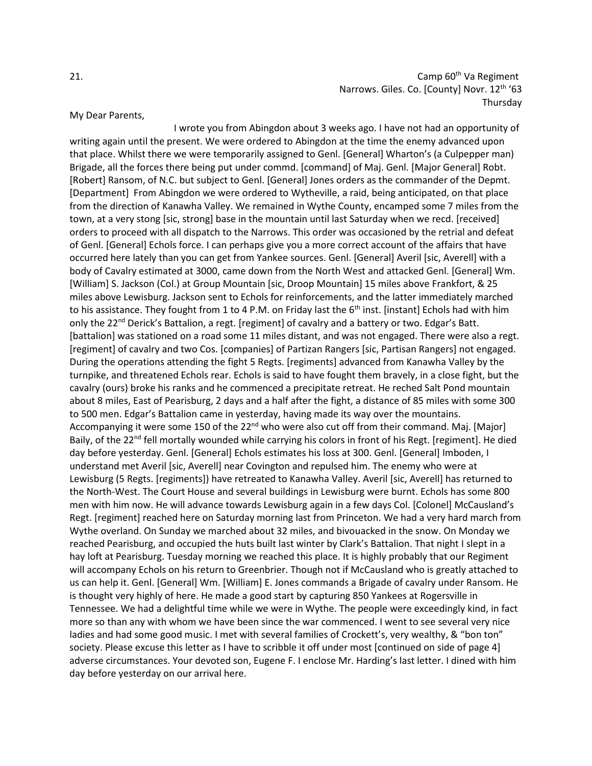21.

Camp 60th Va Regiment
Narrows. Giles. Co. [County] Novr. 12th '63
Thursday

My Dear Parents,

I wrote you from Abingdon about 3 weeks ago. I have not had an opportunity of writing again until the present. We were ordered to Abingdon at the time the enemy advanced upon that place. Whilst there we were temporarily assigned to Genl. [General] Wharton's (a Culpepper man) Brigade, all the forces there being put under commd. [command] of Maj. Genl. [Major General] Robt. [Robert] Ransom, of N.C. but subject to Genl. [General] Jones orders as the commander of the Depmt. [Department] From Abingdon we were ordered to Wytheville, a raid, being anticipated, on that place from the direction of Kanawha Valley. We remained in Wythe County, encamped some 7 miles from the town, at a very stong [sic, strong] base in the mountain until last Saturday when we recd. [received] orders to proceed with all dispatch to the Narrows. This order was occasioned by the retrial and defeat of Genl. [General] Echols force. I can perhaps give you a more correct account of the affairs that have occurred here lately than you can get from Yankee sources. Genl. [General] Averil [sic, Averell] with a body of Cavalry estimated at 3000, came down from the North West and attacked Genl. [General] Wm. [William] S. Jackson (Col.) at Group Mountain [sic, Droop Mountain] 15 miles above Frankfort, & 25 miles above Lewisburg. Jackson sent to Echols for reinforcements, and the latter immediately marched to his assistance. They fought from 1 to 4 P.M. on Friday last the 6th inst. [instant] Echols had with him only the 22nd Derick's Battalion, a regt. [regiment] of cavalry and a battery or two. Edgar's Batt. [battalion] was stationed on a road some 11 miles distant, and was not engaged. There were also a regt. [regiment] of cavalry and two Cos. [companies] of Partizan Rangers [sic, Partisan Rangers] not engaged. During the operations attending the fight 5 Regts. [regiments] advanced from Kanawha Valley by the turnpike, and threatened Echols rear. Echols is said to have fought them bravely, in a close fight, but the cavalry (ours) broke his ranks and he commenced a precipitate retreat. He reched Salt Pond mountain about 8 miles, East of Pearisburg, 2 days and a half after the fight, a distance of 85 miles with some 300 to 500 men. Edgar's Battalion came in yesterday, having made its way over the mountains. Accompanying it were some 150 of the 22nd who were also cut off from their command. Maj. [Major] Baily, of the 22nd fell mortally wounded while carrying his colors in front of his Regt. [regiment]. He died day before yesterday. Genl. [General] Echols estimates his loss at 300. Genl. [General] Imboden, I understand met Averil [sic, Averell] near Covington and repulsed him. The enemy who were at Lewisburg (5 Regts. [regiments]) have retreated to Kanawha Valley. Averil [sic, Averell] has returned to the North-West. The Court House and several buildings in Lewisburg were burnt. Echols has some 800 men with him now. He will advance towards Lewisburg again in a few days Col. [Colonel] McCausland's Regt. [regiment] reached here on Saturday morning last from Princeton. We had a very hard march from Wythe overland. On Sunday we marched about 32 miles, and bivouacked in the snow. On Monday we reached Pearisburg, and occupied the huts built last winter by Clark's Battalion. That night I slept in a hay loft at Pearisburg. Tuesday morning we reached this place. It is highly probably that our Regiment will accompany Echols on his return to Greenbrier. Though not if McCausland who is greatly attached to us can help it. Genl. [General] Wm. [William] E. Jones commands a Brigade of cavalry under Ransom. He is thought very highly of here. He made a good start by capturing 850 Yankees at Rogersville in Tennessee. We had a delightful time while we were in Wythe. The people were exceedingly kind, in fact more so than any with whom we have been since the war commenced. I went to see several very nice ladies and had some good music. I met with several families of Crockett's, very wealthy, & "bon ton" society. Please excuse this letter as I have to scribble it off under most [continued on side of page 4] adverse circumstances. Your devoted son, Eugene F. I enclose Mr. Harding's last letter. I dined with him day before yesterday on our arrival here.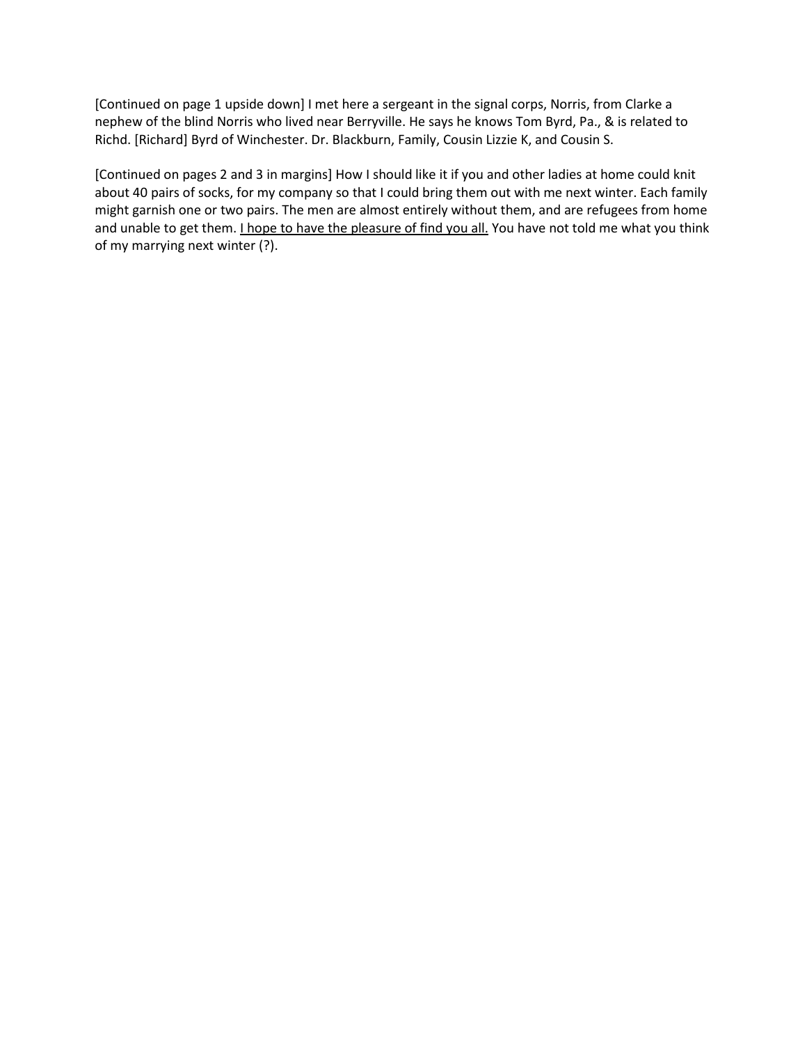[Continued on page 1 upside down] I met here a sergeant in the signal corps, Norris, from Clarke a nephew of the blind Norris who lived near Berryville. He says he knows Tom Byrd, Pa., & is related to Richd. [Richard] Byrd of Winchester. Dr. Blackburn, Family, Cousin Lizzie K, and Cousin S.

[Continued on pages 2 and 3 in margins] How I should like it if you and other ladies at home could knit about 40 pairs of socks, for my company so that I could bring them out with me next winter. Each family might garnish one or two pairs. The men are almost entirely without them, and are refugees from home and unable to get them. <u>I hope to have the pleasure of find you all.</u> You have not told me what you think of my marrying next winter (?).